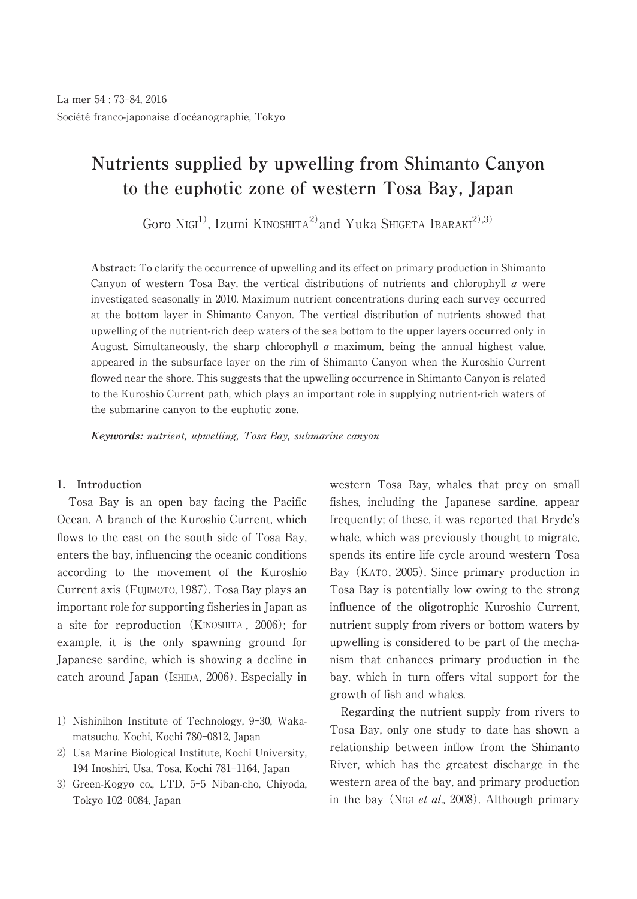La mer 54 : 73-84, 2016
Société franco-japonaise d'océanographie, Tokyo

# Nutrients supplied by upwelling from Shimanto Canyon to the euphotic zone of western Tosa Bay, Japan

Goro NIGI[1], Izumi KINOSHITA[2] and Yuka SHIGETA IBARAKI[2,3]

**Abstract:** To clarify the occurrence of upwelling and its effect on primary production in Shimanto Canyon of western Tosa Bay, the vertical distributions of nutrients and chlorophyll *a* were investigated seasonally in 2010. Maximum nutrient concentrations during each survey occurred at the bottom layer in Shimanto Canyon. The vertical distribution of nutrients showed that upwelling of the nutrient-rich deep waters of the sea bottom to the upper layers occurred only in August. Simultaneously, the sharp chlorophyll *a* maximum, being the annual highest value, appeared in the subsurface layer on the rim of Shimanto Canyon when the Kuroshio Current flowed near the shore. This suggests that the upwelling occurrence in Shimanto Canyon is related to the Kuroshio Current path, which plays an important role in supplying nutrient-rich waters of the submarine canyon to the euphotic zone.

***Keywords:*** *nutrient, upwelling, Tosa Bay, submarine canyon*

## 1. Introduction

Tosa Bay is an open bay facing the Pacific Ocean. A branch of the Kuroshio Current, which flows to the east on the south side of Tosa Bay, enters the bay, influencing the oceanic conditions according to the movement of the Kuroshio Current axis (FUJIMOTO, 1987). Tosa Bay plays an important role for supporting fisheries in Japan as a site for reproduction (KINOSHITA, 2006); for example, it is the only spawning ground for Japanese sardine, which is showing a decline in catch around Japan (ISHIDA, 2006). Especially in western Tosa Bay, whales that prey on small fishes, including the Japanese sardine, appear frequently; of these, it was reported that Bryde's whale, which was previously thought to migrate, spends its entire life cycle around western Tosa Bay (KATO, 2005). Since primary production in Tosa Bay is potentially low owing to the strong influence of the oligotrophic Kuroshio Current, nutrient supply from rivers or bottom waters by upwelling is considered to be part of the mechanism that enhances primary production in the bay, which in turn offers vital support for the growth of fish and whales.

Regarding the nutrient supply from rivers to Tosa Bay, only one study to date has shown a relationship between inflow from the Shimanto River, which has the greatest discharge in the western area of the bay, and primary production in the bay (NIGI *et al*., 2008). Although primary

---

1) Nishinihon Institute of Technology, 9-30, Wakamatsucho, Kochi, Kochi 780-0812, Japan

2) Usa Marine Biological Institute, Kochi University, 194 Inoshiri, Usa, Tosa, Kochi 781-1164, Japan

3) Green-Kogyo co., LTD, 5-5 Niban-cho, Chiyoda, Tokyo 102-0084, Japan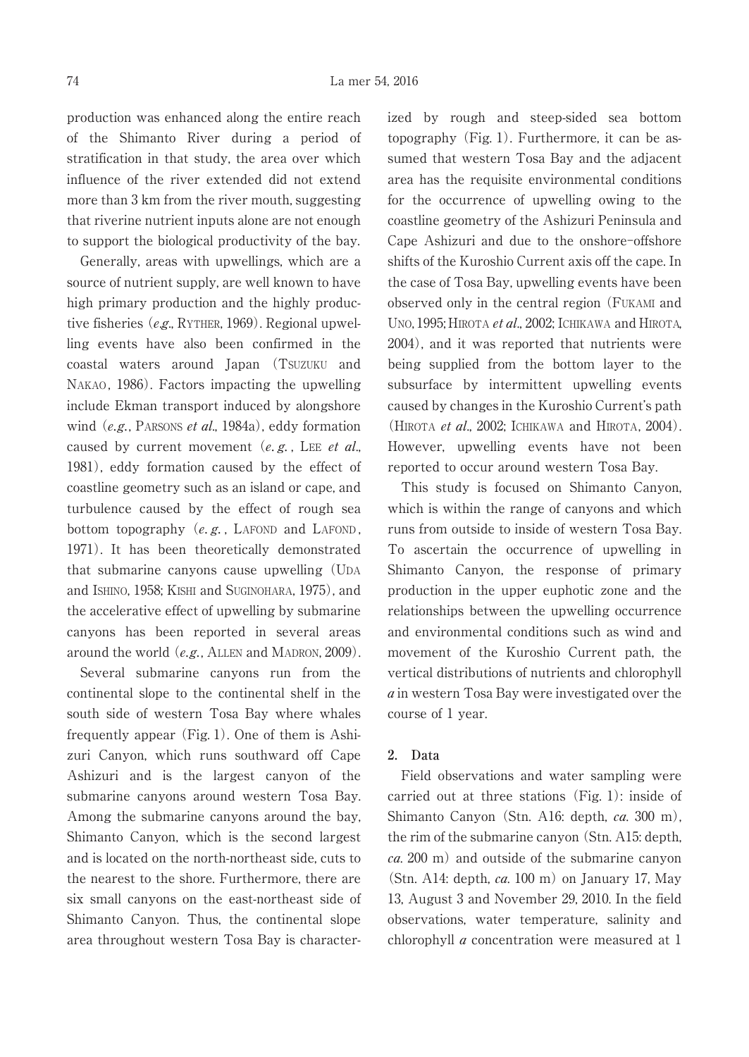production was enhanced along the entire reach of the Shimanto River during a period of stratification in that study, the area over which influence of the river extended did not extend more than 3 km from the river mouth, suggesting that riverine nutrient inputs alone are not enough to support the biological productivity of the bay.

Generally, areas with upwellings, which are a source of nutrient supply, are well known to have high primary production and the highly productive fisheries (*e.g.*, RYTHER, 1969). Regional upwelling events have also been confirmed in the coastal waters around Japan (TSUZUKU and NAKAO, 1986). Factors impacting the upwelling include Ekman transport induced by alongshore wind (*e.g.*, PARSONS *et al.*, 1984a), eddy formation caused by current movement (*e.g.*, LEE *et al.*, 1981), eddy formation caused by the effect of coastline geometry such as an island or cape, and turbulence caused by the effect of rough sea bottom topography (*e.g.*, LAFOND and LAFOND, 1971). It has been theoretically demonstrated that submarine canyons cause upwelling (UDA and ISHINO, 1958; KISHI and SUGINOHARA, 1975), and the accelerative effect of upwelling by submarine canyons has been reported in several areas around the world (*e.g.*, ALLEN and MADRON, 2009).

Several submarine canyons run from the continental slope to the continental shelf in the south side of western Tosa Bay where whales frequently appear (Fig. 1). One of them is Ashizuri Canyon, which runs southward off Cape Ashizuri and is the largest canyon of the submarine canyons around western Tosa Bay. Among the submarine canyons around the bay, Shimanto Canyon, which is the second largest and is located on the north-northeast side, cuts to the nearest to the shore. Furthermore, there are six small canyons on the east-northeast side of Shimanto Canyon. Thus, the continental slope area throughout western Tosa Bay is characterized by rough and steep-sided sea bottom topography (Fig. 1). Furthermore, it can be assumed that western Tosa Bay and the adjacent area has the requisite environmental conditions for the occurrence of upwelling owing to the coastline geometry of the Ashizuri Peninsula and Cape Ashizuri and due to the onshore-offshore shifts of the Kuroshio Current axis off the cape. In the case of Tosa Bay, upwelling events have been observed only in the central region (FUKAMI and UNO, 1995; HIROTA *et al.*, 2002; ICHIKAWA and HIROTA, 2004), and it was reported that nutrients were being supplied from the bottom layer to the subsurface by intermittent upwelling events caused by changes in the Kuroshio Current's path (HIROTA *et al.*, 2002; ICHIKAWA and HIROTA, 2004). However, upwelling events have not been reported to occur around western Tosa Bay.

This study is focused on Shimanto Canyon, which is within the range of canyons and which runs from outside to inside of western Tosa Bay. To ascertain the occurrence of upwelling in Shimanto Canyon, the response of primary production in the upper euphotic zone and the relationships between the upwelling occurrence and environmental conditions such as wind and movement of the Kuroshio Current path, the vertical distributions of nutrients and chlorophyll *a* in western Tosa Bay were investigated over the course of 1 year.

## 2. Data

Field observations and water sampling were carried out at three stations (Fig. 1): inside of Shimanto Canyon (Stn. A16: depth, *ca.* 300 m), the rim of the submarine canyon (Stn. A15: depth, *ca.* 200 m) and outside of the submarine canyon (Stn. A14: depth, *ca.* 100 m) on January 17, May 13, August 3 and November 29, 2010. In the field observations, water temperature, salinity and chlorophyll *a* concentration were measured at 1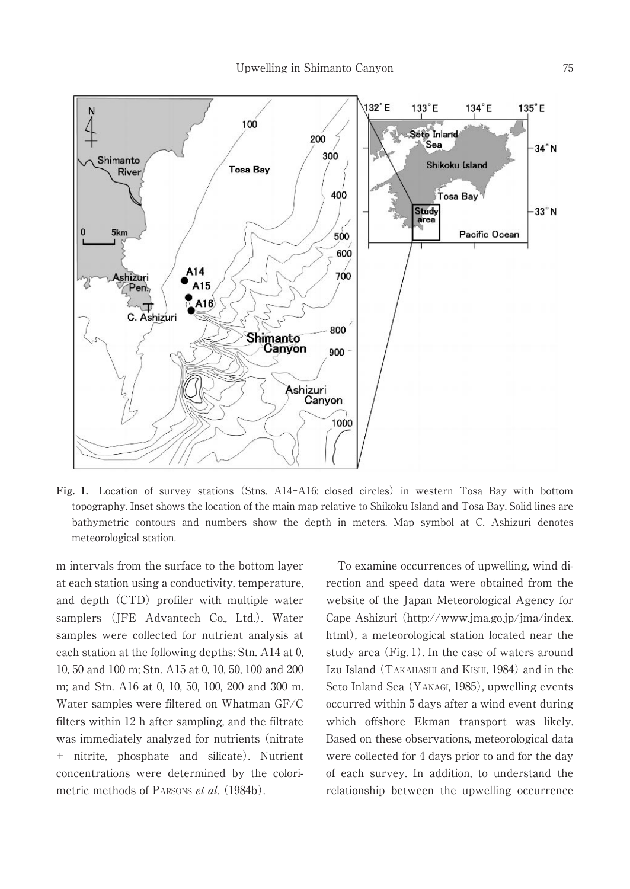Fig. 1. Location of survey stations (Stns. A14–A16: closed circles) in western Tosa Bay with bottom topography. Inset shows the location of the main map relative to Shikoku Island and Tosa Bay. Solid lines are bathymetric contours and numbers show the depth in meters. Map symbol at C. Ashizuri denotes meteorological station.

m intervals from the surface to the bottom layer at each station using a conductivity, temperature, and depth (CTD) profiler with multiple water samplers (JFE Advantech Co., Ltd.). Water samples were collected for nutrient analysis at each station at the following depths: Stn. A14 at 0, 10, 50 and 100 m; Stn. A15 at 0, 10, 50, 100 and 200 m; and Stn. A16 at 0, 10, 50, 100, 200 and 300 m. Water samples were filtered on Whatman GF/C filters within 12 h after sampling, and the filtrate was immediately analyzed for nutrients (nitrate + nitrite, phosphate and silicate). Nutrient concentrations were determined by the colorimetric methods of PARSONS *et al.* (1984b).

To examine occurrences of upwelling, wind direction and speed data were obtained from the website of the Japan Meteorological Agency for Cape Ashizuri (http://www.jma.go.jp/jma/index.html), a meteorological station located near the study area (Fig. 1). In the case of waters around Izu Island (TAKAHASHI and KISHI, 1984) and in the Seto Inland Sea (YANAGI, 1985), upwelling events occurred within 5 days after a wind event during which offshore Ekman transport was likely. Based on these observations, meteorological data were collected for 4 days prior to and for the day of each survey. In addition, to understand the relationship between the upwelling occurrence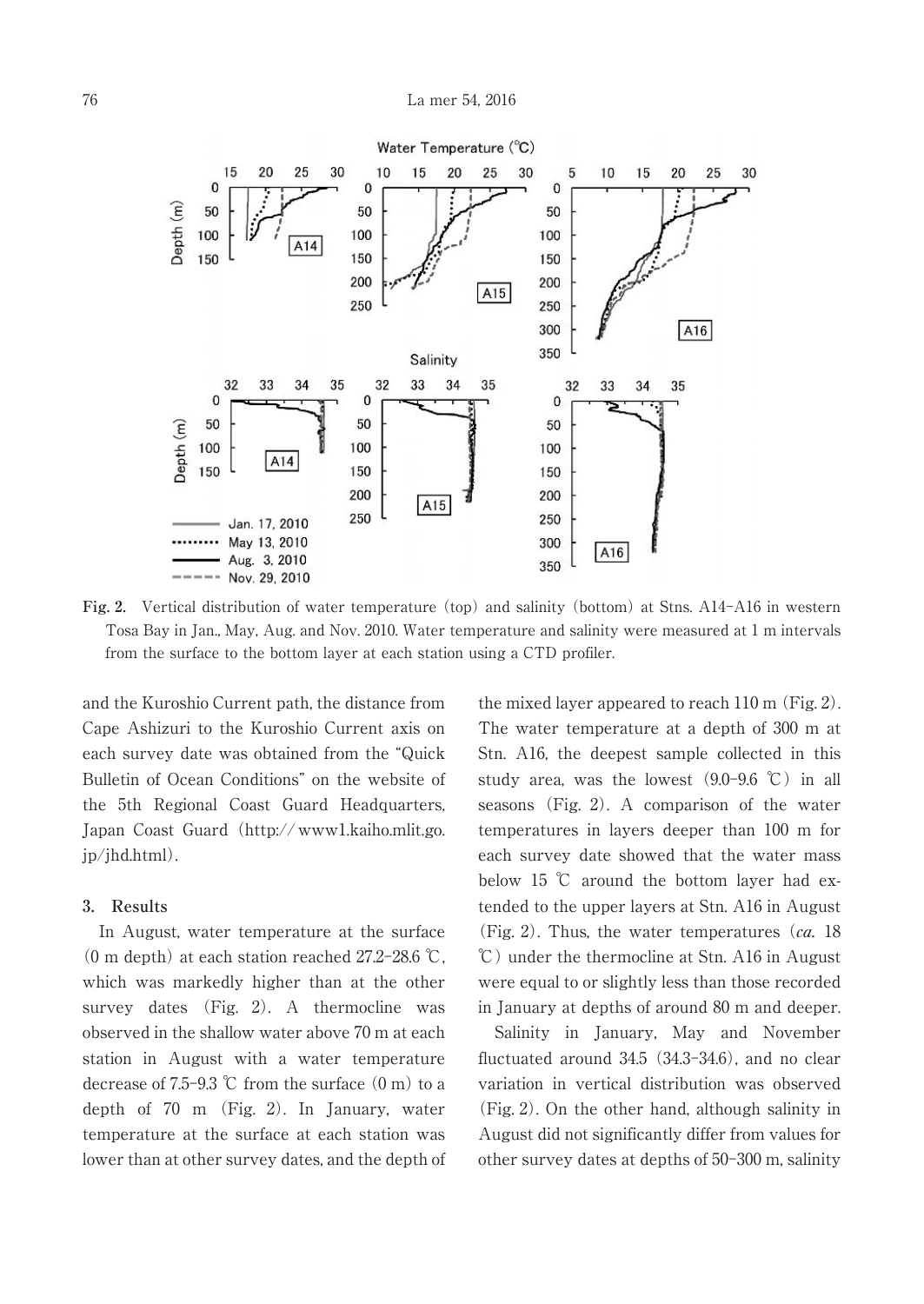Fig. 2. Vertical distribution of water temperature (top) and salinity (bottom) at Stns. A14–A16 in western Tosa Bay in Jan., May, Aug. and Nov. 2010. Water temperature and salinity were measured at 1 m intervals from the surface to the bottom layer at each station using a CTD profiler.

and the Kuroshio Current path, the distance from Cape Ashizuri to the Kuroshio Current axis on each survey date was obtained from the "Quick Bulletin of Ocean Conditions" on the website of the 5th Regional Coast Guard Headquarters, Japan Coast Guard (http://www1.kaiho.mlit.go.jp/jhd.html).

## 3. Results

In August, water temperature at the surface (0 m depth) at each station reached 27.2–28.6 ℃, which was markedly higher than at the other survey dates (Fig. 2). A thermocline was observed in the shallow water above 70 m at each station in August with a water temperature decrease of 7.5–9.3 ℃ from the surface (0 m) to a depth of 70 m (Fig. 2). In January, water temperature at the surface at each station was lower than at other survey dates, and the depth of the mixed layer appeared to reach 110 m (Fig. 2). The water temperature at a depth of 300 m at Stn. A16, the deepest sample collected in this study area, was the lowest (9.0–9.6 ℃) in all seasons (Fig. 2). A comparison of the water temperatures in layers deeper than 100 m for each survey date showed that the water mass below 15 ℃ around the bottom layer had extended to the upper layers at Stn. A16 in August (Fig. 2). Thus, the water temperatures (*ca.* 18 ℃) under the thermocline at Stn. A16 in August were equal to or slightly less than those recorded in January at depths of around 80 m and deeper.

Salinity in January, May and November fluctuated around 34.5 (34.3–34.6), and no clear variation in vertical distribution was observed (Fig. 2). On the other hand, although salinity in August did not significantly differ from values for other survey dates at depths of 50–300 m, salinity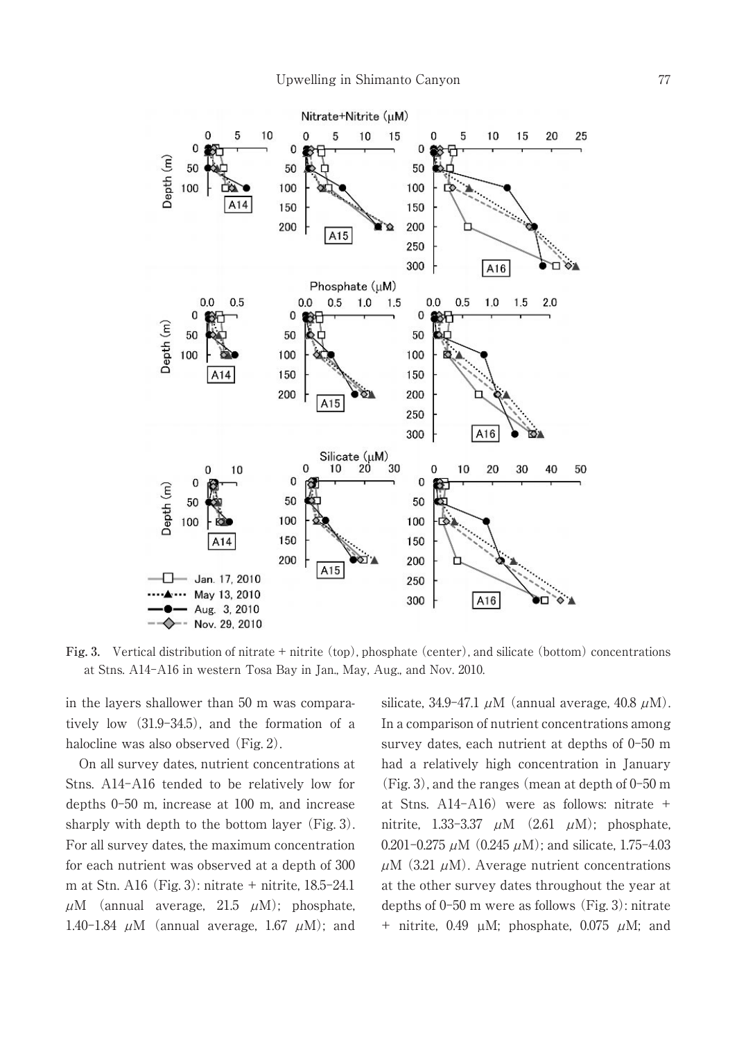Fig. 3. Vertical distribution of nitrate + nitrite (top), phosphate (center), and silicate (bottom) concentrations at Stns. A14–A16 in western Tosa Bay in Jan., May, Aug., and Nov. 2010.

in the layers shallower than 50 m was comparatively low (31.9–34.5), and the formation of a halocline was also observed (Fig. 2).

On all survey dates, nutrient concentrations at Stns. A14–A16 tended to be relatively low for depths 0–50 m, increase at 100 m, and increase sharply with depth to the bottom layer (Fig. 3). For all survey dates, the maximum concentration for each nutrient was observed at a depth of 300 m at Stn. A16 (Fig. 3): nitrate + nitrite, 18.5–24.1 $\mu$M (annual average, 21.5 $\mu$M); phosphate, 1.40–1.84 $\mu$M (annual average, 1.67 $\mu$M); and silicate, 34.9–47.1 $\mu$M (annual average, 40.8 $\mu$M). In a comparison of nutrient concentrations among survey dates, each nutrient at depths of 0–50 m had a relatively high concentration in January (Fig. 3), and the ranges (mean at depth of 0–50 m at Stns. A14–A16) were as follows: nitrate + nitrite, 1.33–3.37 $\mu$M (2.61 $\mu$M); phosphate, 0.201–0.275 $\mu$M (0.245 $\mu$M); and silicate, 1.75–4.03 $\mu$M (3.21 $\mu$M). Average nutrient concentrations at the other survey dates throughout the year at depths of 0–50 m were as follows (Fig. 3): nitrate + nitrite, 0.49 μM; phosphate, 0.075 $\mu$M; and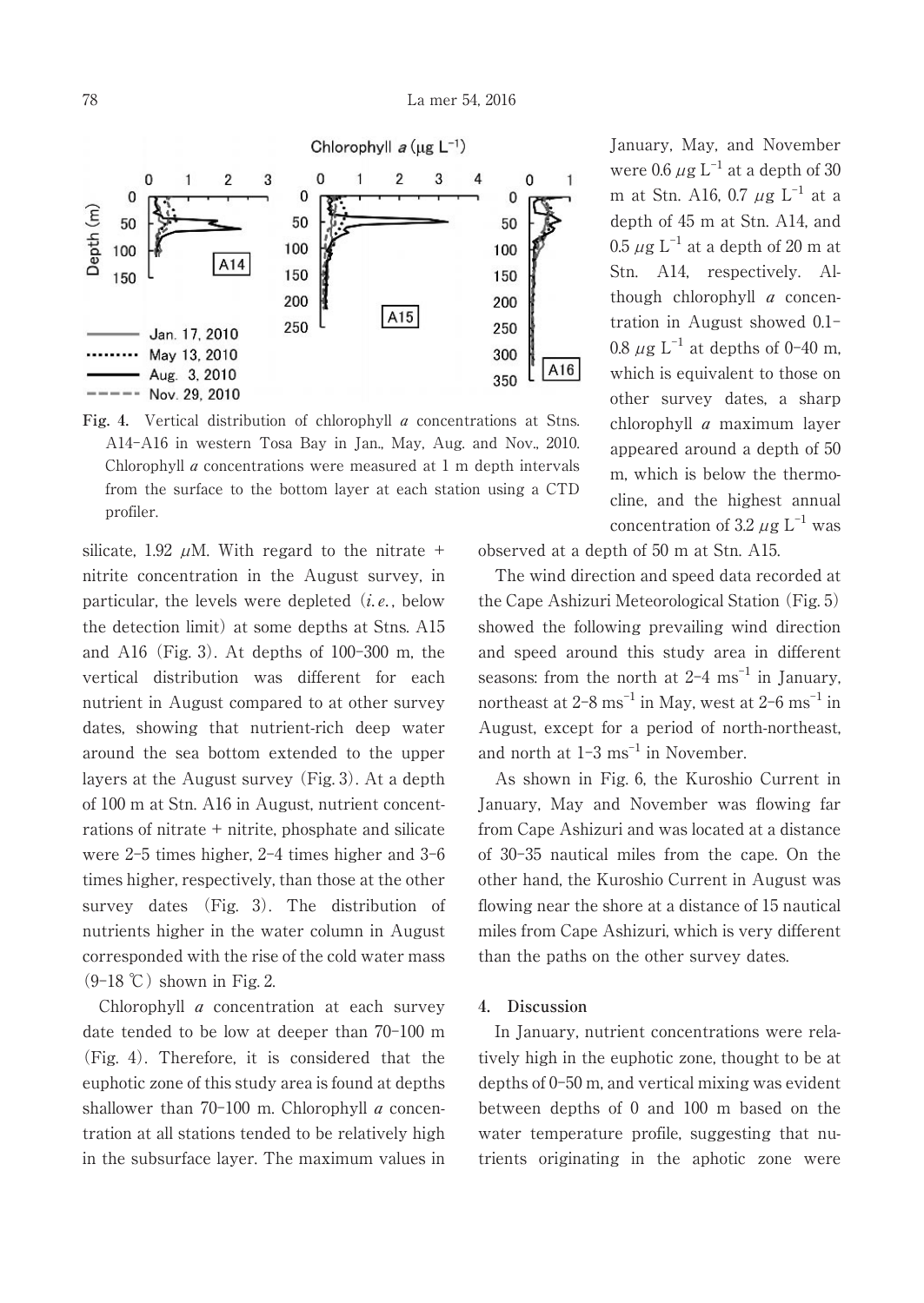**Fig. 4.** Vertical distribution of chlorophyll *a* concentrations at Stns. A14–A16 in western Tosa Bay in Jan., May, Aug. and Nov., 2010. Chlorophyll *a* concentrations were measured at 1 m depth intervals from the surface to the bottom layer at each station using a CTD profiler.

silicate, 1.92 μM. With regard to the nitrate + nitrite concentration in the August survey, in particular, the levels were depleted (*i.e.*, below the detection limit) at some depths at Stns. A15 and A16 (Fig. 3). At depths of 100–300 m, the vertical distribution was different for each nutrient in August compared to at other survey dates, showing that nutrient-rich deep water around the sea bottom extended to the upper layers at the August survey (Fig. 3). At a depth of 100 m at Stn. A16 in August, nutrient concentrations of nitrate + nitrite, phosphate and silicate were 2–5 times higher, 2–4 times higher and 3–6 times higher, respectively, than those at the other survey dates (Fig. 3). The distribution of nutrients higher in the water column in August corresponded with the rise of the cold water mass (9–18 ℃) shown in Fig. 2.

Chlorophyll *a* concentration at each survey date tended to be low at deeper than 70–100 m (Fig. 4). Therefore, it is considered that the euphotic zone of this study area is found at depths shallower than 70–100 m. Chlorophyll *a* concentration at all stations tended to be relatively high in the subsurface layer. The maximum values in January, May, and November were 0.6 μg $L^{-1}$ at a depth of 30 m at Stn. A16, 0.7 μg $L^{-1}$ at a depth of 45 m at Stn. A14, and 0.5 μg $L^{-1}$ at a depth of 20 m at Stn. A14, respectively. Although chlorophyll *a* concentration in August showed 0.1–0.8 μg $L^{-1}$ at depths of 0–40 m, which is equivalent to those on other survey dates, a sharp chlorophyll *a* maximum layer appeared around a depth of 50 m, which is below the thermocline, and the highest annual concentration of 3.2 μg $L^{-1}$ was observed at a depth of 50 m at Stn. A15.

The wind direction and speed data recorded at the Cape Ashizuri Meteorological Station (Fig. 5) showed the following prevailing wind direction and speed around this study area in different seasons: from the north at 2–4 $ms^{-1}$ in January, northeast at 2–8 $ms^{-1}$ in May, west at 2–6 $ms^{-1}$ in August, except for a period of north-northeast, and north at 1–3 $ms^{-1}$ in November.

As shown in Fig. 6, the Kuroshio Current in January, May and November was flowing far from Cape Ashizuri and was located at a distance of 30–35 nautical miles from the cape. On the other hand, the Kuroshio Current in August was flowing near the shore at a distance of 15 nautical miles from Cape Ashizuri, which is very different than the paths on the other survey dates.

## 4. Discussion

In January, nutrient concentrations were relatively high in the euphotic zone, thought to be at depths of 0–50 m, and vertical mixing was evident between depths of 0 and 100 m based on the water temperature profile, suggesting that nutrients originating in the aphotic zone were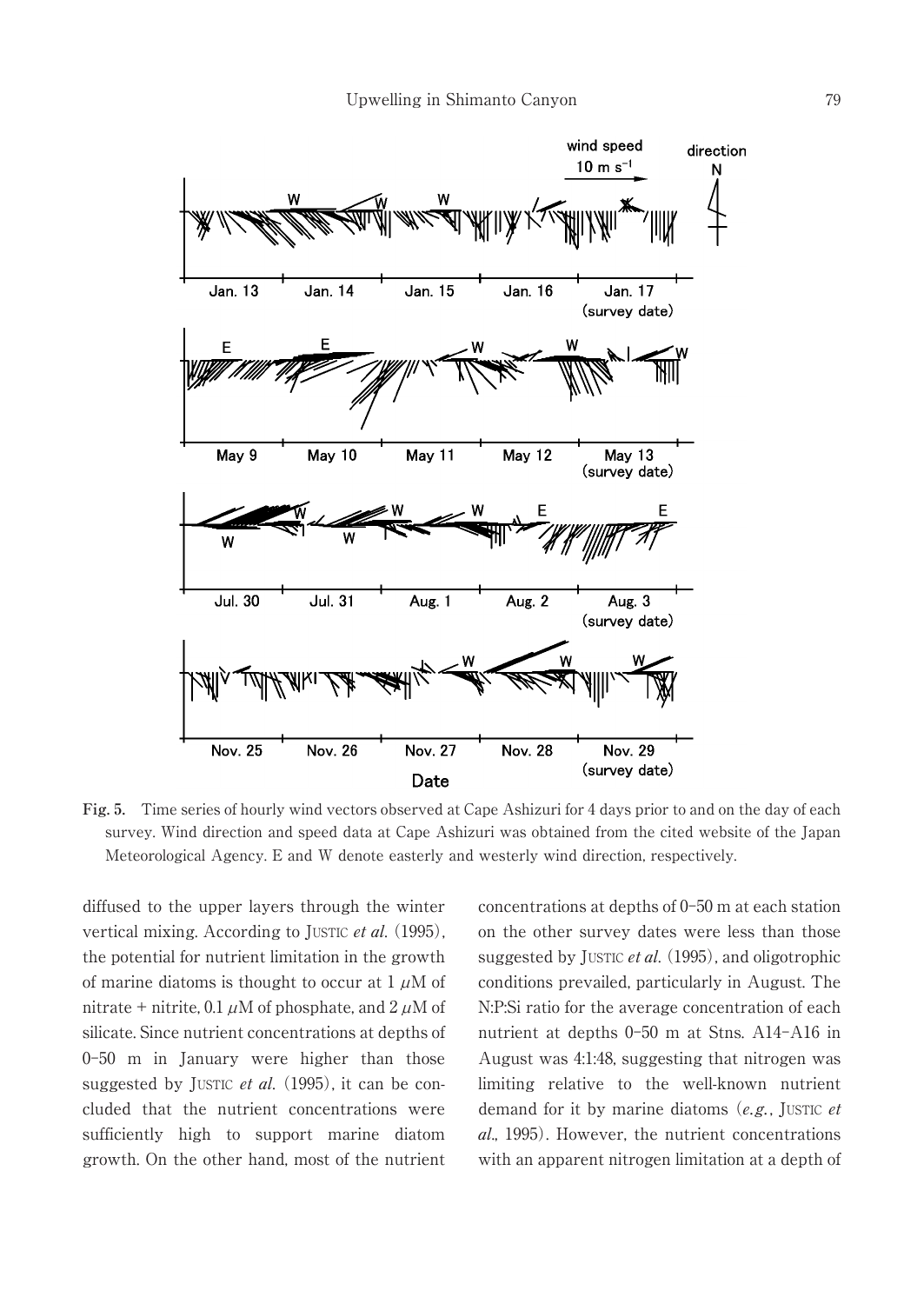**Fig. 5.** Time series of hourly wind vectors observed at Cape Ashizuri for 4 days prior to and on the day of each survey. Wind direction and speed data at Cape Ashizuri was obtained from the cited website of the Japan Meteorological Agency. E and W denote easterly and westerly wind direction, respectively.

diffused to the upper layers through the winter vertical mixing. According to JUSTIC *et al.* (1995), the potential for nutrient limitation in the growth of marine diatoms is thought to occur at 1 $\mu$M of nitrate + nitrite, 0.1 $\mu$M of phosphate, and 2 $\mu$M of silicate. Since nutrient concentrations at depths of 0–50 m in January were higher than those suggested by JUSTIC *et al.* (1995), it can be concluded that the nutrient concentrations were sufficiently high to support marine diatom growth. On the other hand, most of the nutrient concentrations at depths of 0–50 m at each station on the other survey dates were less than those suggested by JUSTIC *et al.* (1995), and oligotrophic conditions prevailed, particularly in August. The N:P:Si ratio for the average concentration of each nutrient at depths 0–50 m at Stns. A14–A16 in August was 4:1:48, suggesting that nitrogen was limiting relative to the well-known nutrient demand for it by marine diatoms (*e.g.*, JUSTIC *et al.*, 1995). However, the nutrient concentrations with an apparent nitrogen limitation at a depth of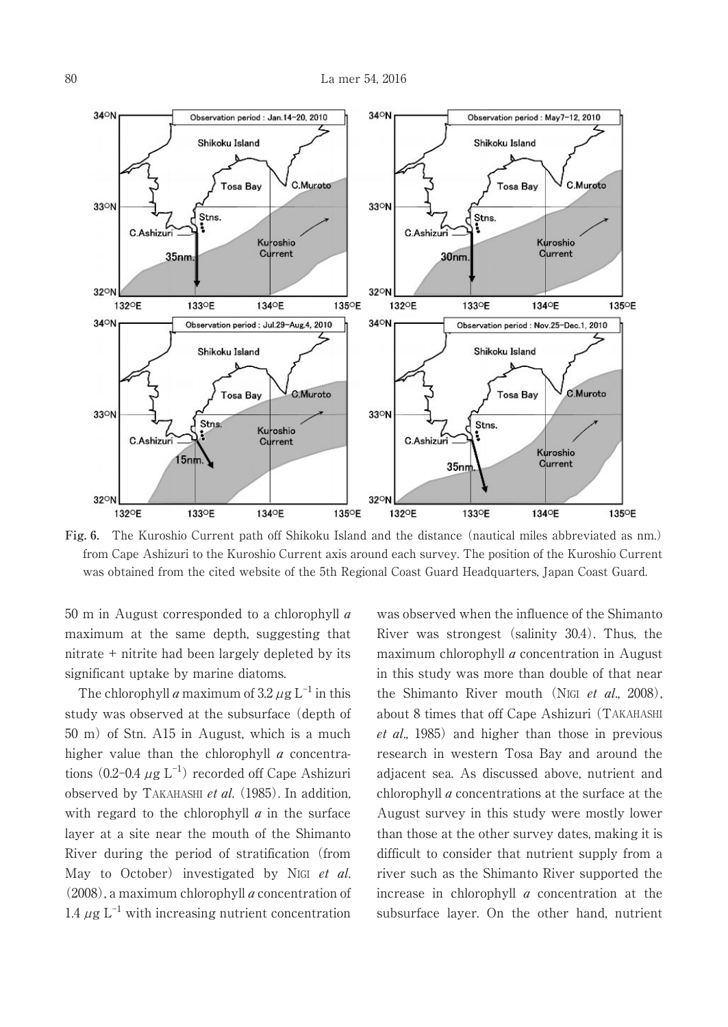**Fig. 6.** The Kuroshio Current path off Shikoku Island and the distance (nautical miles abbreviated as nm.) from Cape Ashizuri to the Kuroshio Current axis around each survey. The position of the Kuroshio Current was obtained from the cited website of the 5th Regional Coast Guard Headquarters, Japan Coast Guard.

50 m in August corresponded to a chlorophyll *a* maximum at the same depth, suggesting that nitrate + nitrite had been largely depleted by its significant uptake by marine diatoms.

The chlorophyll *a* maximum of 3.2 $\mu$g L$^{-1}$ in this study was observed at the subsurface (depth of 50 m) of Stn. A15 in August, which is a much higher value than the chlorophyll *a* concentrations (0.2–0.4 $\mu$g L$^{-1}$) recorded off Cape Ashizuri observed by TAKAHASHI *et al*. (1985). In addition, with regard to the chlorophyll *a* in the surface layer at a site near the mouth of the Shimanto River during the period of stratification (from May to October) investigated by NIGI *et al*. (2008), a maximum chlorophyll *a* concentration of 1.4 $\mu$g L$^{-1}$ with increasing nutrient concentration was observed when the influence of the Shimanto River was strongest (salinity 30.4). Thus, the maximum chlorophyll *a* concentration in August in this study was more than double of that near the Shimanto River mouth (NIGI *et al*., 2008), about 8 times that off Cape Ashizuri (TAKAHASHI *et al*., 1985) and higher than those in previous research in western Tosa Bay and around the adjacent sea. As discussed above, nutrient and chlorophyll *a* concentrations at the surface at the August survey in this study were mostly lower than those at the other survey dates, making it is difficult to consider that nutrient supply from a river such as the Shimanto River supported the increase in chlorophyll *a* concentration at the subsurface layer. On the other hand, nutrient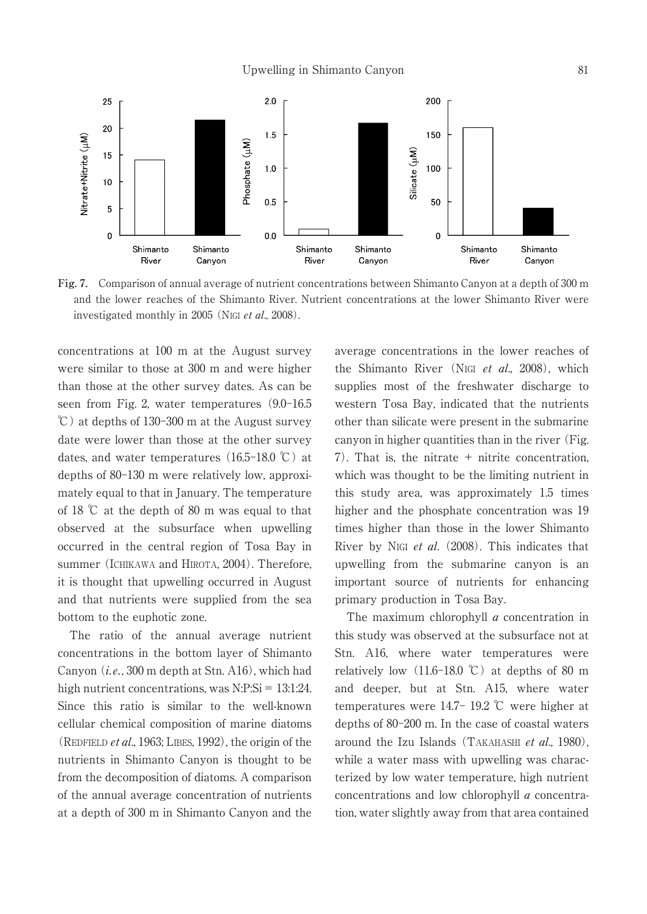**Fig. 7.** Comparison of annual average of nutrient concentrations between Shimanto Canyon at a depth of 300 m and the lower reaches of the Shimanto River. Nutrient concentrations at the lower Shimanto River were investigated monthly in 2005 (NIGI *et al.*, 2008).

concentrations at 100 m at the August survey were similar to those at 300 m and were higher than those at the other survey dates. As can be seen from Fig. 2, water temperatures (9.0–16.5 ℃) at depths of 130–300 m at the August survey date were lower than those at the other survey dates, and water temperatures (16.5–18.0 ℃) at depths of 80–130 m were relatively low, approximately equal to that in January. The temperature of 18 ℃ at the depth of 80 m was equal to that observed at the subsurface when upwelling occurred in the central region of Tosa Bay in summer (ICHIKAWA and HIROTA, 2004). Therefore, it is thought that upwelling occurred in August and that nutrients were supplied from the sea bottom to the euphotic zone.

The ratio of the annual average nutrient concentrations in the bottom layer of Shimanto Canyon (*i.e.*, 300 m depth at Stn. A16), which had high nutrient concentrations, was N:P:Si = 13:1:24. Since this ratio is similar to the well-known cellular chemical composition of marine diatoms (REDFIELD *et al.*, 1963; LIBES, 1992), the origin of the nutrients in Shimanto Canyon is thought to be from the decomposition of diatoms. A comparison of the annual average concentration of nutrients at a depth of 300 m in Shimanto Canyon and the average concentrations in the lower reaches of the Shimanto River (NIGI *et al.*, 2008), which supplies most of the freshwater discharge to western Tosa Bay, indicated that the nutrients other than silicate were present in the submarine canyon in higher quantities than in the river (Fig. 7). That is, the nitrate + nitrite concentration, which was thought to be the limiting nutrient in this study area, was approximately 1.5 times higher and the phosphate concentration was 19 times higher than those in the lower Shimanto River by NIGI *et al.* (2008). This indicates that upwelling from the submarine canyon is an important source of nutrients for enhancing primary production in Tosa Bay.

The maximum chlorophyll *a* concentration in this study was observed at the subsurface not at Stn. A16, where water temperatures were relatively low (11.6–18.0 ℃) at depths of 80 m and deeper, but at Stn. A15, where water temperatures were 14.7– 19.2 ℃ were higher at depths of 80–200 m. In the case of coastal waters around the Izu Islands (TAKAHASHI *et al.*, 1980), while a water mass with upwelling was characterized by low water temperature, high nutrient concentrations and low chlorophyll *a* concentration, water slightly away from that area contained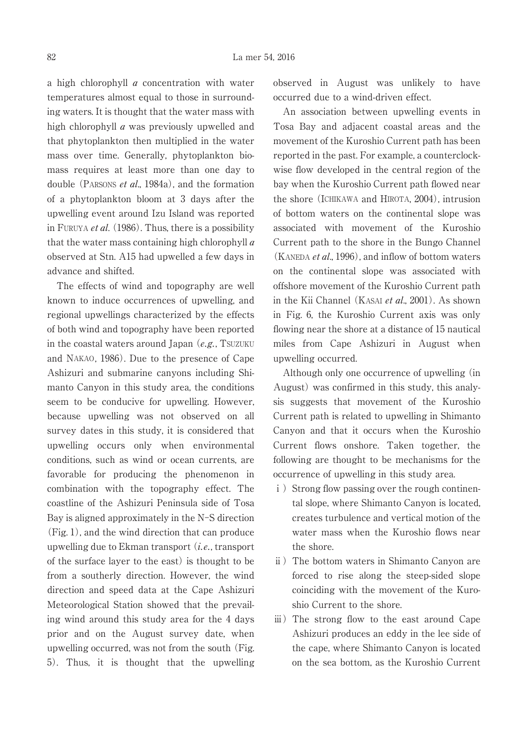a high chlorophyll *a* concentration with water temperatures almost equal to those in surrounding waters. It is thought that the water mass with high chlorophyll *a* was previously upwelled and that phytoplankton then multiplied in the water mass over time. Generally, phytoplankton biomass requires at least more than one day to double (PARSONS *et al*., 1984a), and the formation of a phytoplankton bloom at 3 days after the upwelling event around Izu Island was reported in FURUYA *et al*. (1986). Thus, there is a possibility that the water mass containing high chlorophyll *a* observed at Stn. A15 had upwelled a few days in advance and shifted.

The effects of wind and topography are well known to induce occurrences of upwelling, and regional upwellings characterized by the effects of both wind and topography have been reported in the coastal waters around Japan (*e.g.*, TSUZUKU and NAKAO, 1986). Due to the presence of Cape Ashizuri and submarine canyons including Shimanto Canyon in this study area, the conditions seem to be conducive for upwelling. However, because upwelling was not observed on all survey dates in this study, it is considered that upwelling occurs only when environmental conditions, such as wind or ocean currents, are favorable for producing the phenomenon in combination with the topography effect. The coastline of the Ashizuri Peninsula side of Tosa Bay is aligned approximately in the N-S direction (Fig. 1), and the wind direction that can produce upwelling due to Ekman transport (*i.e.*, transport of the surface layer to the east) is thought to be from a southerly direction. However, the wind direction and speed data at the Cape Ashizuri Meteorological Station showed that the prevailing wind around this study area for the 4 days prior and on the August survey date, when upwelling occurred, was not from the south (Fig. 5). Thus, it is thought that the upwelling observed in August was unlikely to have occurred due to a wind-driven effect.

An association between upwelling events in Tosa Bay and adjacent coastal areas and the movement of the Kuroshio Current path has been reported in the past. For example, a counterclockwise flow developed in the central region of the bay when the Kuroshio Current path flowed near the shore (ICHIKAWA and HIROTA, 2004), intrusion of bottom waters on the continental slope was associated with movement of the Kuroshio Current path to the shore in the Bungo Channel (KANEDA *et al*., 1996), and inflow of bottom waters on the continental slope was associated with offshore movement of the Kuroshio Current path in the Kii Channel (KASAI *et al*., 2001). As shown in Fig. 6, the Kuroshio Current axis was only flowing near the shore at a distance of 15 nautical miles from Cape Ashizuri in August when upwelling occurred.

Although only one occurrence of upwelling (in August) was confirmed in this study, this analysis suggests that movement of the Kuroshio Current path is related to upwelling in Shimanto Canyon and that it occurs when the Kuroshio Current flows onshore. Taken together, the following are thought to be mechanisms for the occurrence of upwelling in this study area.

i) Strong flow passing over the rough continental slope, where Shimanto Canyon is located, creates turbulence and vertical motion of the water mass when the Kuroshio flows near the shore.

ii) The bottom waters in Shimanto Canyon are forced to rise along the steep-sided slope coinciding with the movement of the Kuroshio Current to the shore.

iii) The strong flow to the east around Cape Ashizuri produces an eddy in the lee side of the cape, where Shimanto Canyon is located on the sea bottom, as the Kuroshio Current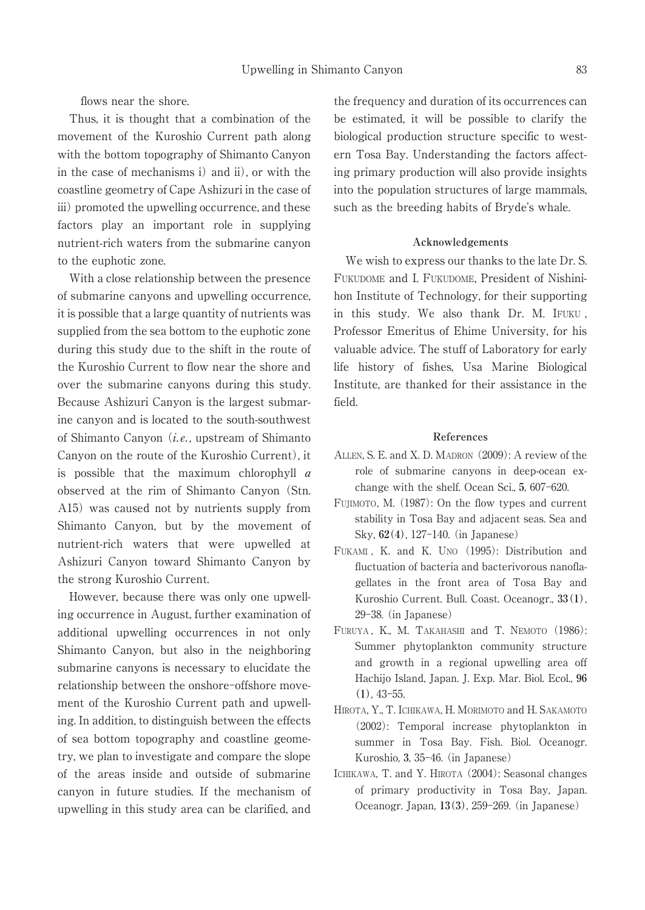flows near the shore.

Thus, it is thought that a combination of the movement of the Kuroshio Current path along with the bottom topography of Shimanto Canyon in the case of mechanisms i) and ii), or with the coastline geometry of Cape Ashizuri in the case of iii) promoted the upwelling occurrence, and these factors play an important role in supplying nutrient-rich waters from the submarine canyon to the euphotic zone.

With a close relationship between the presence of submarine canyons and upwelling occurrence, it is possible that a large quantity of nutrients was supplied from the sea bottom to the euphotic zone during this study due to the shift in the route of the Kuroshio Current to flow near the shore and over the submarine canyons during this study. Because Ashizuri Canyon is the largest submarine canyon and is located to the south-southwest of Shimanto Canyon (*i.e.*, upstream of Shimanto Canyon on the route of the Kuroshio Current), it is possible that the maximum chlorophyll *a* observed at the rim of Shimanto Canyon (Stn. A15) was caused not by nutrients supply from Shimanto Canyon, but by the movement of nutrient-rich waters that were upwelled at Ashizuri Canyon toward Shimanto Canyon by the strong Kuroshio Current.

However, because there was only one upwelling occurrence in August, further examination of additional upwelling occurrences in not only Shimanto Canyon, but also in the neighboring submarine canyons is necessary to elucidate the relationship between the onshore-offshore movement of the Kuroshio Current path and upwelling. In addition, to distinguish between the effects of sea bottom topography and coastline geometry, we plan to investigate and compare the slope of the areas inside and outside of submarine canyon in future studies. If the mechanism of upwelling in this study area can be clarified, and the frequency and duration of its occurrences can be estimated, it will be possible to clarify the biological production structure specific to western Tosa Bay. Understanding the factors affecting primary production will also provide insights into the population structures of large mammals, such as the breeding habits of Bryde's whale.

## Acknowledgements

We wish to express our thanks to the late Dr. S. Fukudome and I. Fukudome, President of Nishinihon Institute of Technology, for their supporting in this study. We also thank Dr. M. Ifuku, Professor Emeritus of Ehime University, for his valuable advice. The stuff of Laboratory for early life history of fishes, Usa Marine Biological Institute, are thanked for their assistance in the field.

## References

Allen, S. E. and X. D. Madron (2009): A review of the role of submarine canyons in deep-ocean exchange with the shelf. Ocean Sci., **5**, 607–620.

Fujimoto, M. (1987): On the flow types and current stability in Tosa Bay and adjacent seas. Sea and Sky, **62(4)**, 127–140. (in Japanese)

Fukami, K. and K. Uno (1995): Distribution and fluctuation of bacteria and bacterivorous nanoflagellates in the front area of Tosa Bay and Kuroshio Current. Bull. Coast. Oceanogr., **33(1)**, 29–38. (in Japanese)

Furuya, K., M. Takahashi and T. Nemoto (1986): Summer phytoplankton community structure and growth in a regional upwelling area off Hachijo Island, Japan. J. Exp. Mar. Biol. Ecol., **96 (1)**, 43–55.

Hirota, Y., T. Ichikawa, H. Morimoto and H. Sakamoto (2002): Temporal increase phytoplankton in summer in Tosa Bay. Fish. Biol. Oceanogr. Kuroshio, **3**, 35–46. (in Japanese)

Ichikawa, T. and Y. Hirota (2004): Seasonal changes of primary productivity in Tosa Bay, Japan. Oceanogr. Japan, **13(3)**, 259–269. (in Japanese)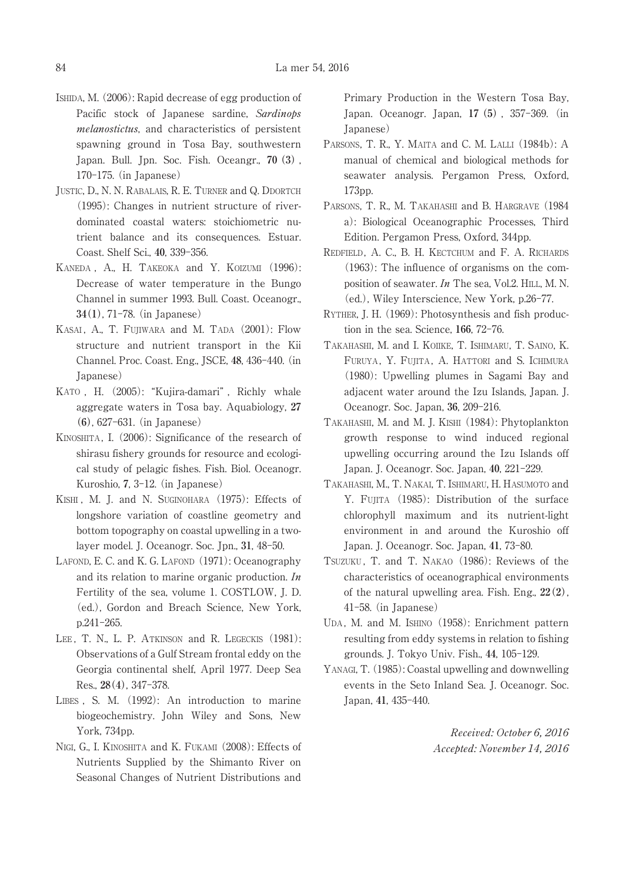ISHIDA, M. (2006): Rapid decrease of egg production of Pacific stock of Japanese sardine, *Sardinops melanostictus*, and characteristics of persistent spawning ground in Tosa Bay, southwestern Japan. Bull. Jpn. Soc. Fish. Oceangr., **70 (3)**, 170–175. (in Japanese)

JUSTIC, D., N. N. RABALAIS, R. E. TURNER and Q. DDORTCH (1995): Changes in nutrient structure of river-dominated coastal waters: stoichiometric nutrient balance and its consequences. Estuar. Coast. Shelf Sci., **40**, 339–356.

KANEDA, A., H. TAKEOKA and Y. KOIZUMI (1996): Decrease of water temperature in the Bungo Channel in summer 1993. Bull. Coast. Oceanogr., **34(1)**, 71–78. (in Japanese)

KASAI, A., T. FUJIWARA and M. TADA (2001): Flow structure and nutrient transport in the Kii Channel. Proc. Coast. Eng., JSCE, **48**, 436–440. (in Japanese)

KATO, H. (2005): "Kujira-damari", Richly whale aggregate waters in Tosa bay. Aquabiology, **27 (6)**, 627–631. (in Japanese)

KINOSHITA, I. (2006): Significance of the research of shirasu fishery grounds for resource and ecological study of pelagic fishes. Fish. Biol. Oceanogr. Kuroshio, **7**, 3–12. (in Japanese)

KISHI, M. J. and N. SUGINOHARA (1975): Effects of longshore variation of coastline geometry and bottom topography on coastal upwelling in a two-layer model. J. Oceanogr. Soc. Jpn., **31**, 48–50.

LAFOND, E. C. and K. G. LAFOND (1971): Oceanography and its relation to marine organic production. *In* Fertility of the sea, volume 1. COSTLOW, J. D. (ed.), Gordon and Breach Science, New York, p.241–265.

LEE, T. N., L. P. ATKINSON and R. LEGECKIS (1981): Observations of a Gulf Stream frontal eddy on the Georgia continental shelf, April 1977. Deep Sea Res., **28(4)**, 347–378.

LIBES, S. M. (1992): An introduction to marine biogeochemistry. John Wiley and Sons, New York, 734pp.

NIGI, G., I. KINOSHITA and K. FUKAMI (2008): Effects of Nutrients Supplied by the Shimanto River on Seasonal Changes of Nutrient Distributions and Primary Production in the Western Tosa Bay, Japan. Oceanogr. Japan, **17 (5)**, 357–369. (in Japanese)

PARSONS, T. R., Y. MAITA and C. M. LALLI (1984b): A manual of chemical and biological methods for seawater analysis. Pergamon Press, Oxford, 173pp.

PARSONS, T. R., M. TAKAHASHI and B. HARGRAVE (1984a): Biological Oceanographic Processes, Third Edition. Pergamon Press, Oxford, 344pp.

REDFIELD, A. C., B. H. KECTCHUM and F. A. RICHARDS (1963): The influence of organisms on the composition of seawater. *In* The sea, Vol.2. HILL, M. N. (ed.), Wiley Interscience, New York, p.26–77.

RYTHER, J. H. (1969): Photosynthesis and fish production in the sea. Science, **166**, 72–76.

TAKAHASHI, M. and I. KOIIKE, T. ISHIMARU, T. SAINO, K. FURUYA, Y. FUJITA, A. HATTORI and S. ICHIMURA (1980): Upwelling plumes in Sagami Bay and adjacent water around the Izu Islands, Japan. J. Oceanogr. Soc. Japan, **36**, 209–216.

TAKAHASHI, M. and M. J. KISHI (1984): Phytoplankton growth response to wind induced regional upwelling occurring around the Izu Islands off Japan. J. Oceanogr. Soc. Japan, **40**, 221–229.

TAKAHASHI, M., T. NAKAI, T. ISHIMARU, H. HASUMOTO and Y. FUJITA (1985): Distribution of the surface chlorophyll maximum and its nutrient-light environment in and around the Kuroshio off Japan. J. Oceanogr. Soc. Japan, **41**, 73–80.

TSUZUKU, T. and T. NAKAO (1986): Reviews of the characteristics of oceanographical environments of the natural upwelling area. Fish. Eng., **22(2)**, 41–58. (in Japanese)

UDA, M. and M. ISHINO (1958): Enrichment pattern resulting from eddy systems in relation to fishing grounds. J. Tokyo Univ. Fish., **44**, 105–129.

YANAGI, T. (1985): Coastal upwelling and downwelling events in the Seto Inland Sea. J. Oceanogr. Soc. Japan, **41**, 435–440.

*Received: October 6, 2016*
*Accepted: November 14, 2016*